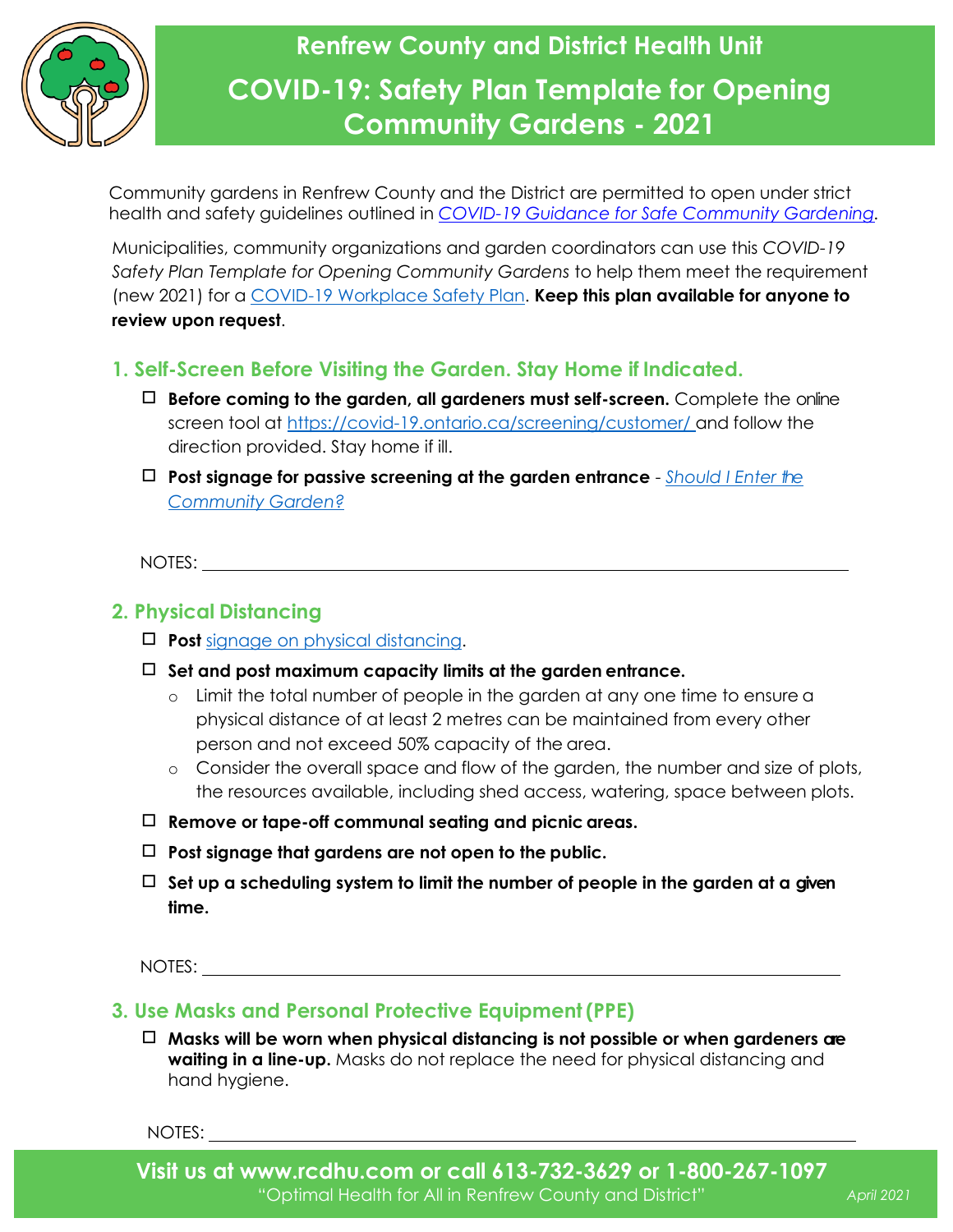# Renfrew County and District Health Unit

# COVID-19: Safety Plan Template for Opening Community Gardens - 2021

Community gardens in Renfrew County and the District are permitted to open under strict health and safety guidelines outlined in *COVID-19 Guidance for Safe Community Gardening*.

Municipalities, community organizations and garden coordinators can use this *COVID-19 Safety Plan Template for Opening Community Gardens* to help them meet the requirement (new 2021) for a COVID-19 Workplace Safety Plan. **Keep this plan available for anyone to review upon request**.

## 1. Self-Screen Before Visiting the Garden. Stay Home if Indicated.

- ☐ **Before coming to the garden, all gardeners must self-screen.** Complete the online screen tool at https://covid-19.ontario.ca/screening/customer/ and follow the direction provided. Stay home if ill.
- ☐ **Post signage for passive screening at the garden entrance** - *Should I Enter the Community Garden?*

NOTES: ______________________________

## 2. Physical Distancing

- ☐ **Post** signage on physical distancing.
- ☐ **Set and post maximum capacity limits at the garden entrance.**
  - Limit the total number of people in the garden at any one time to ensure a physical distance of at least 2 metres can be maintained from every other person and not exceed 50% capacity of the area.
  - Consider the overall space and flow of the garden, the number and size of plots, the resources available, including shed access, watering, space between plots.
- ☐ **Remove or tape-off communal seating and picnic areas.**
- ☐ **Post signage that gardens are not open to the public.**
- ☐ **Set up a scheduling system to limit the number of people in the garden at a given time.**

NOTES: ______________________________

## 3. Use Masks and Personal Protective Equipment (PPE)

- ☐ **Masks will be worn when physical distancing is not possible or when gardeners are waiting in a line-up.** Masks do not replace the need for physical distancing and hand hygiene.

NOTES: ______________________________

**Visit us at www.rcdhu.com or call 613-732-3629 or 1-800-267-1097**

"Optimal Health for All in Renfrew County and District"

*April 2021*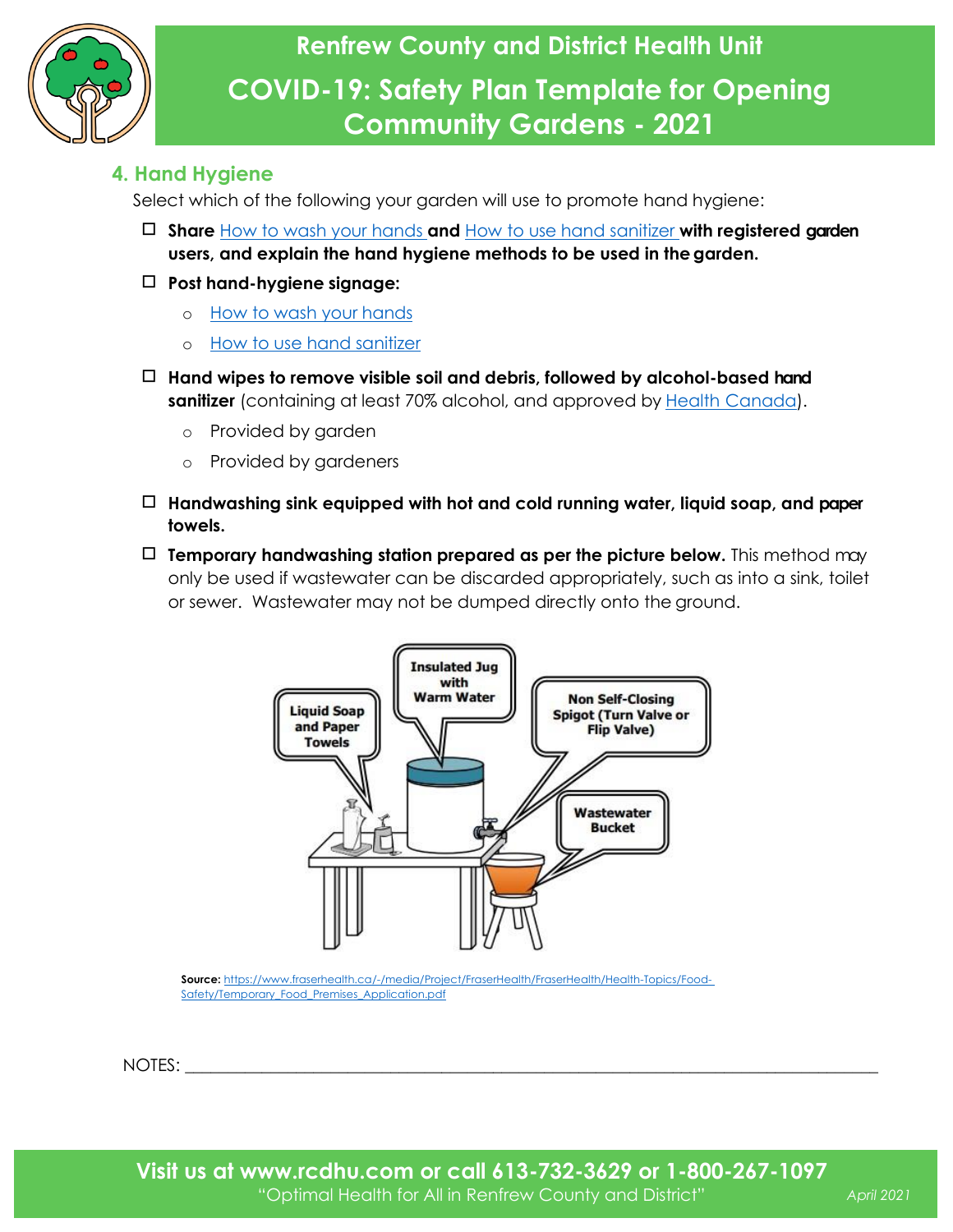## 4. Hand Hygiene

Select which of the following your garden will use to promote hand hygiene:

- ☐ **Share** How to wash your hands **and** How to use hand sanitizer **with registered garden users, and explain the hand hygiene methods to be used in the garden.**
- ☐ **Post hand-hygiene signage:**
  - How to wash your hands
  - How to use hand sanitizer
- ☐ **Hand wipes to remove visible soil and debris, followed by alcohol-based hand sanitizer** (containing at least 70% alcohol, and approved by Health Canada).
  - Provided by garden
  - Provided by gardeners
- ☐ **Handwashing sink equipped with hot and cold running water, liquid soap, and paper towels.**
- ☐ **Temporary handwashing station prepared as per the picture below.** This method may only be used if wastewater can be discarded appropriately, such as into a sink, toilet or sewer. Wastewater may not be dumped directly onto the ground.

Insulated Jug with Warm Water | Liquid Soap and Paper Towels | Non Self-Closing Spigot (Turn Valve or Flip Valve) | Wastewater Bucket

**Source:** https://www.fraserhealth.ca/-/media/Project/FraserHealth/FraserHealth/Health-Topics/Food-Safety/Temporary_Food_Premises_Application.pdf

NOTES: ______________________________________________________________________________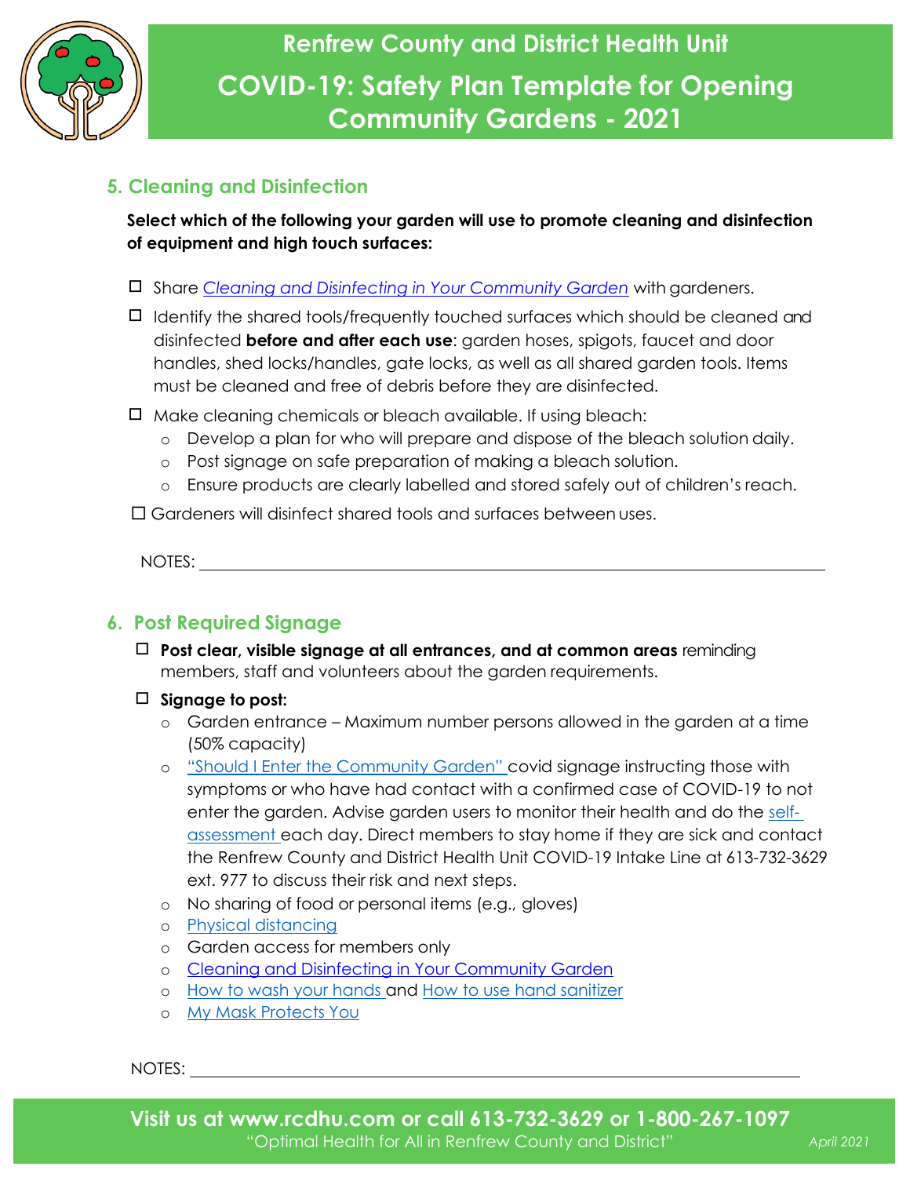## 5. Cleaning and Disinfection

**Select which of the following your garden will use to promote cleaning and disinfection of equipment and high touch surfaces:**

- ☐ Share *Cleaning and Disinfecting in Your Community Garden* with gardeners.
- ☐ Identify the shared tools/frequently touched surfaces which should be cleaned and disinfected **before and after each use**: garden hoses, spigots, faucet and door handles, shed locks/handles, gate locks, as well as all shared garden tools. Items must be cleaned and free of debris before they are disinfected.
- ☐ Make cleaning chemicals or bleach available. If using bleach:
  - Develop a plan for who will prepare and dispose of the bleach solution daily.
  - Post signage on safe preparation of making a bleach solution.
  - Ensure products are clearly labelled and stored safely out of children's reach.
- ☐ Gardeners will disinfect shared tools and surfaces between uses.

NOTES: ______________________________________________

## 6. Post Required Signage

- ☐ **Post clear, visible signage at all entrances, and at common areas** reminding members, staff and volunteers about the garden requirements.
- ☐ **Signage to post:**
  - Garden entrance – Maximum number persons allowed in the garden at a time (50% capacity)
  - "Should I Enter the Community Garden" covid signage instructing those with symptoms or who have had contact with a confirmed case of COVID-19 to not enter the garden. Advise garden users to monitor their health and do the self-assessment each day. Direct members to stay home if they are sick and contact the Renfrew County and District Health Unit COVID-19 Intake Line at 613-732-3629 ext. 977 to discuss their risk and next steps.
  - No sharing of food or personal items (e.g., gloves)
  - Physical distancing
  - Garden access for members only
  - Cleaning and Disinfecting in Your Community Garden
  - How to wash your hands and How to use hand sanitizer
  - My Mask Protects You

NOTES: ______________________________________________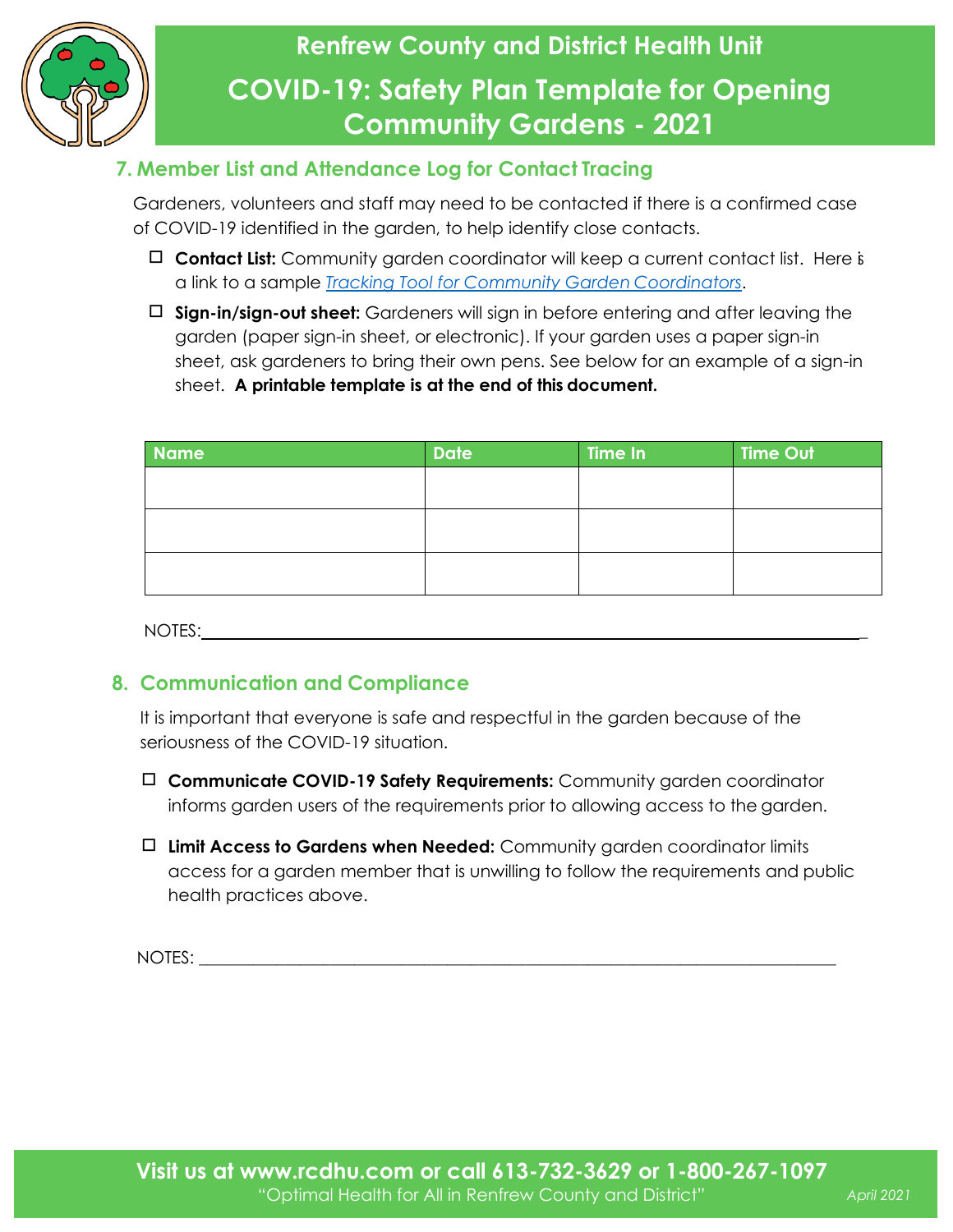## 7. Member List and Attendance Log for Contact Tracing

Gardeners, volunteers and staff may need to be contacted if there is a confirmed case of COVID-19 identified in the garden, to help identify close contacts.

- ☐ **Contact List:** Community garden coordinator will keep a current contact list. Here is a link to a sample *Tracking Tool for Community Garden Coordinators*.
- ☐ **Sign-in/sign-out sheet:** Gardeners will sign in before entering and after leaving the garden (paper sign-in sheet, or electronic). If your garden uses a paper sign-in sheet, ask gardeners to bring their own pens. See below for an example of a sign-in sheet. **A printable template is at the end of this document.**

| Name | Date | Time In | Time Out |
|---|---|---|---|
| | | | |
| | | | |
| | | | |

NOTES:___________________________________________________________________

## 8. Communication and Compliance

It is important that everyone is safe and respectful in the garden because of the seriousness of the COVID-19 situation.

- ☐ **Communicate COVID-19 Safety Requirements:** Community garden coordinator informs garden users of the requirements prior to allowing access to the garden.
- ☐ **Limit Access to Gardens when Needed:** Community garden coordinator limits access for a garden member that is unwilling to follow the requirements and public health practices above.

NOTES: ___________________________________________________________________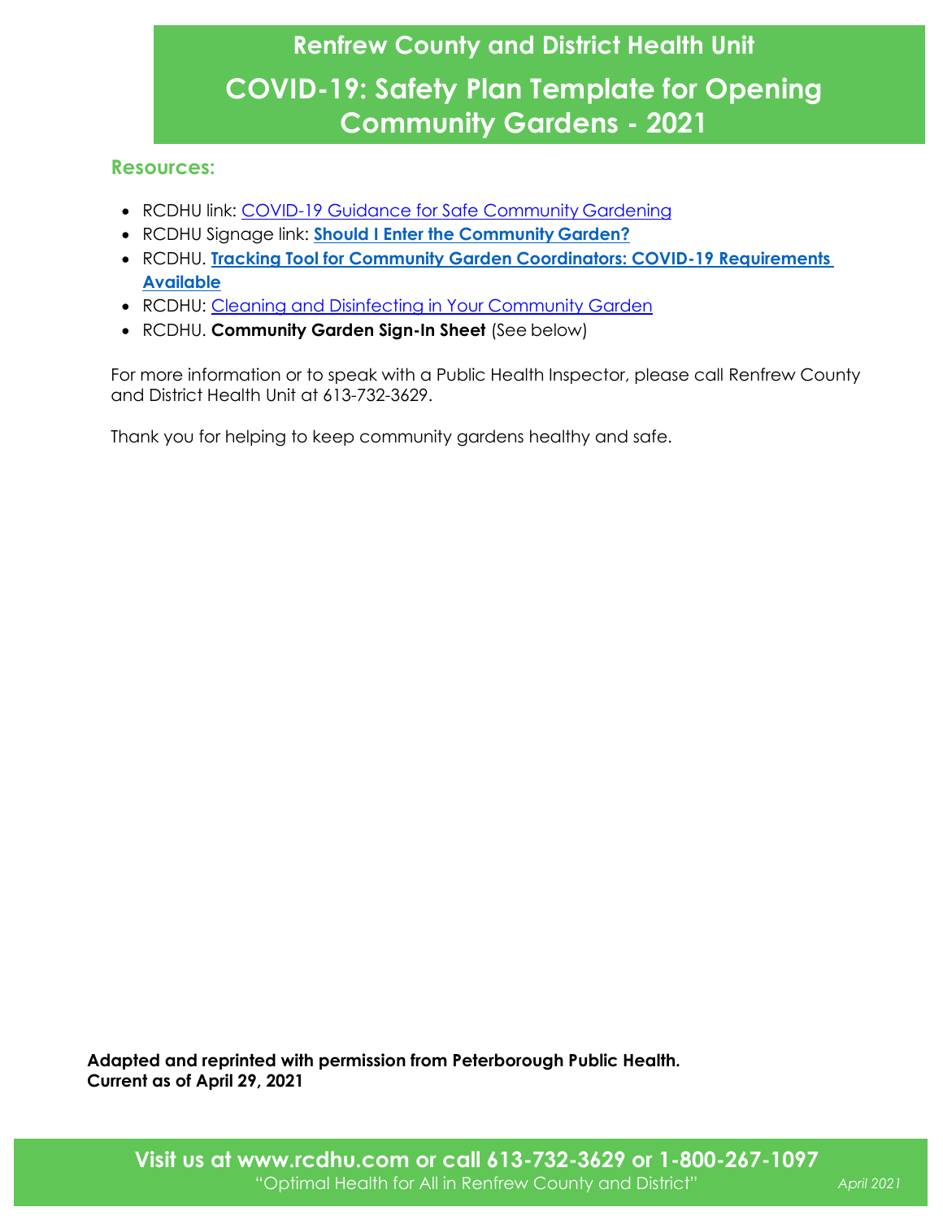# Renfrew County and District Health Unit

# COVID-19: Safety Plan Template for Opening Community Gardens - 2021

## Resources:

- RCDHU link: COVID-19 Guidance for Safe Community Gardening
- RCDHU Signage link: **Should I Enter the Community Garden?**
- RCDHU. **Tracking Tool for Community Garden Coordinators: COVID-19 Requirements Available**
- RCDHU: Cleaning and Disinfecting in Your Community Garden
- RCDHU. **Community Garden Sign-In Sheet** (See below)

For more information or to speak with a Public Health Inspector, please call Renfrew County and District Health Unit at 613-732-3629.

Thank you for helping to keep community gardens healthy and safe.

**Adapted and reprinted with permission from Peterborough Public Health.**
**Current as of April 29, 2021**

**Visit us at www.rcdhu.com or call 613-732-3629 or 1-800-267-1097**
"Optimal Health for All in Renfrew County and District" *April 2021*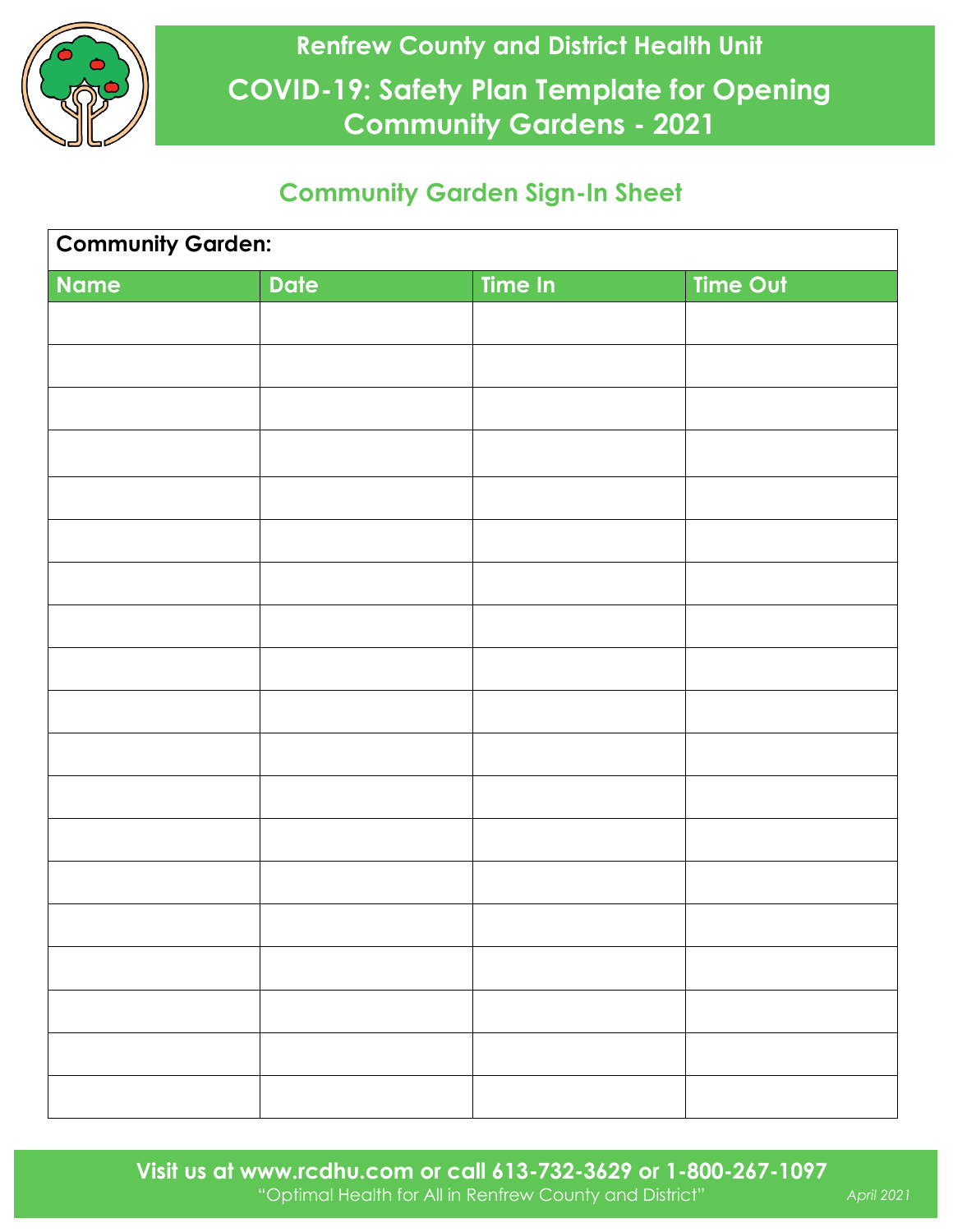# Renfrew County and District Health Unit

## COVID-19: Safety Plan Template for Opening Community Gardens - 2021

### Community Garden Sign-In Sheet

**Community Garden:**

| Name | Date | Time In | Time Out |
|---|---|---|---|
| | | | |
| | | | |
| | | | |
| | | | |
| | | | |
| | | | |
| | | | |
| | | | |
| | | | |
| | | | |
| | | | |
| | | | |
| | | | |
| | | | |
| | | | |
| | | | |
| | | | |
| | | | |
| | | | |

**Visit us at www.rcdhu.com or call 613-732-3629 or 1-800-267-1097**

"Optimal Health for All in Renfrew County and District"

*April 2021*